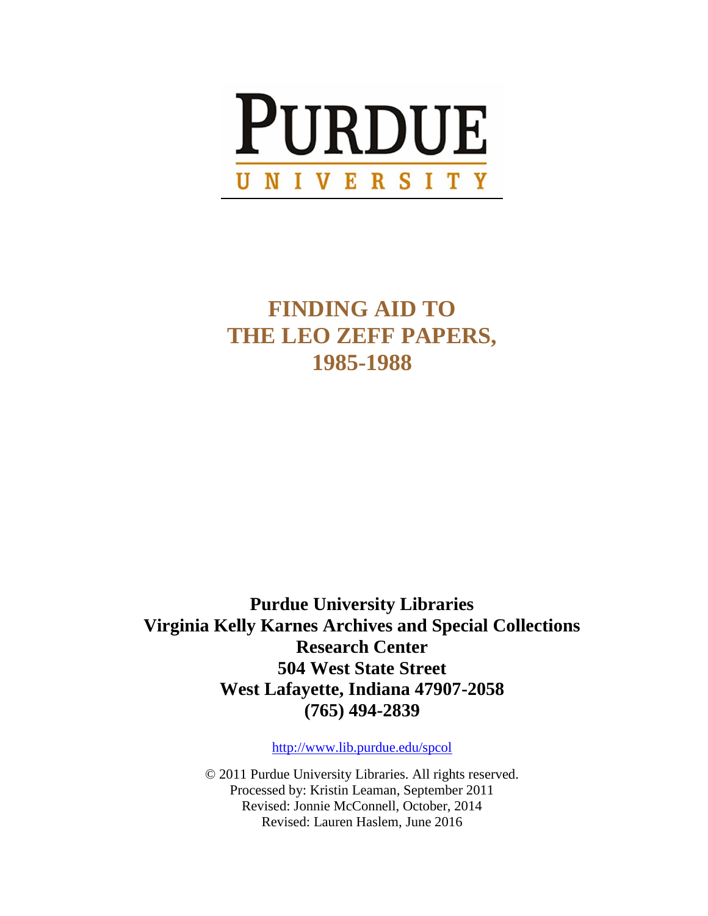# PURDUE UNIVERSITY

# FINDING AID TO THE LEO ZEFF PAPERS, 1985-1988

**Purdue University Libraries**
**Virginia Kelly Karnes Archives and Special Collections Research Center**
**504 West State Street**
**West Lafayette, Indiana 47907-2058**
**(765) 494-2839**

http://www.lib.purdue.edu/spcol

© 2011 Purdue University Libraries. All rights reserved.
Processed by: Kristin Leaman, September 2011
Revised: Jonnie McConnell, October, 2014
Revised: Lauren Haslem, June 2016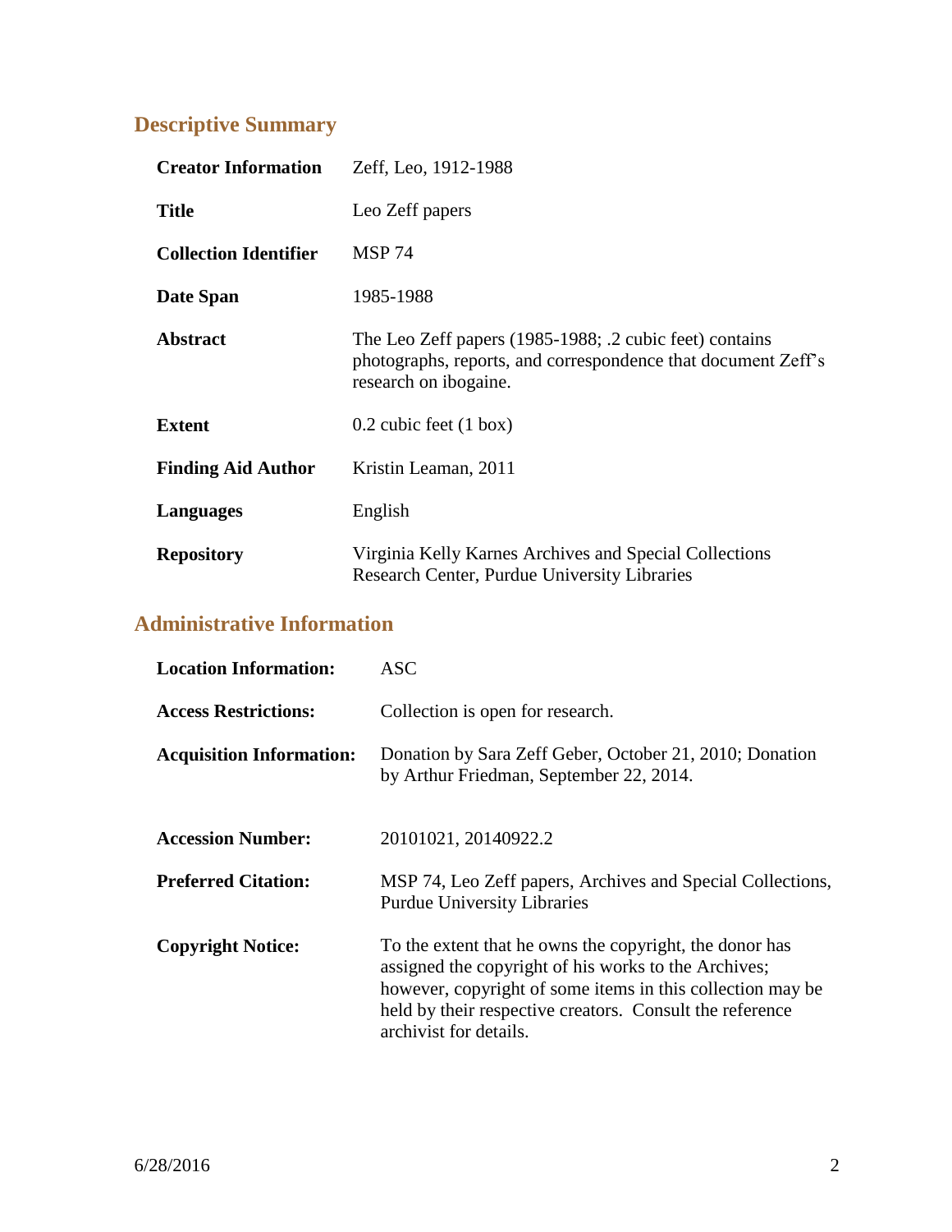## Descriptive Summary

| | |
|---|---|
| **Creator Information** | Zeff, Leo, 1912-1988 |
| **Title** | Leo Zeff papers |
| **Collection Identifier** | MSP 74 |
| **Date Span** | 1985-1988 |
| **Abstract** | The Leo Zeff papers (1985-1988; .2 cubic feet) contains photographs, reports, and correspondence that document Zeff's research on ibogaine. |
| **Extent** | 0.2 cubic feet (1 box) |
| **Finding Aid Author** | Kristin Leaman, 2011 |
| **Languages** | English |
| **Repository** | Virginia Kelly Karnes Archives and Special Collections Research Center, Purdue University Libraries |

## Administrative Information

| | |
|---|---|
| **Location Information:** | ASC |
| **Access Restrictions:** | Collection is open for research. |
| **Acquisition Information:** | Donation by Sara Zeff Geber, October 21, 2010; Donation by Arthur Friedman, September 22, 2014. |
| **Accession Number:** | 20101021, 20140922.2 |
| **Preferred Citation:** | MSP 74, Leo Zeff papers, Archives and Special Collections, Purdue University Libraries |
| **Copyright Notice:** | To the extent that he owns the copyright, the donor has assigned the copyright of his works to the Archives; however, copyright of some items in this collection may be held by their respective creators. Consult the reference archivist for details. |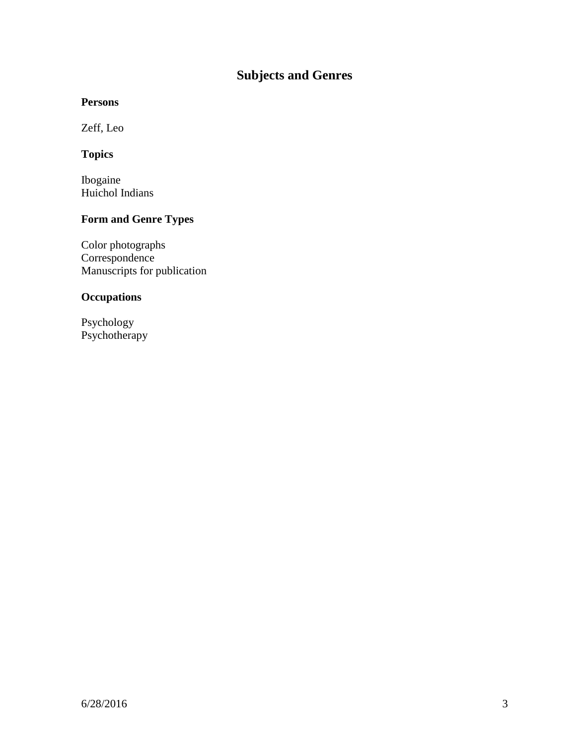# Subjects and Genres

**Persons**

Zeff, Leo

**Topics**

Ibogaine
Huichol Indians

**Form and Genre Types**

Color photographs
Correspondence
Manuscripts for publication

**Occupations**

Psychology
Psychotherapy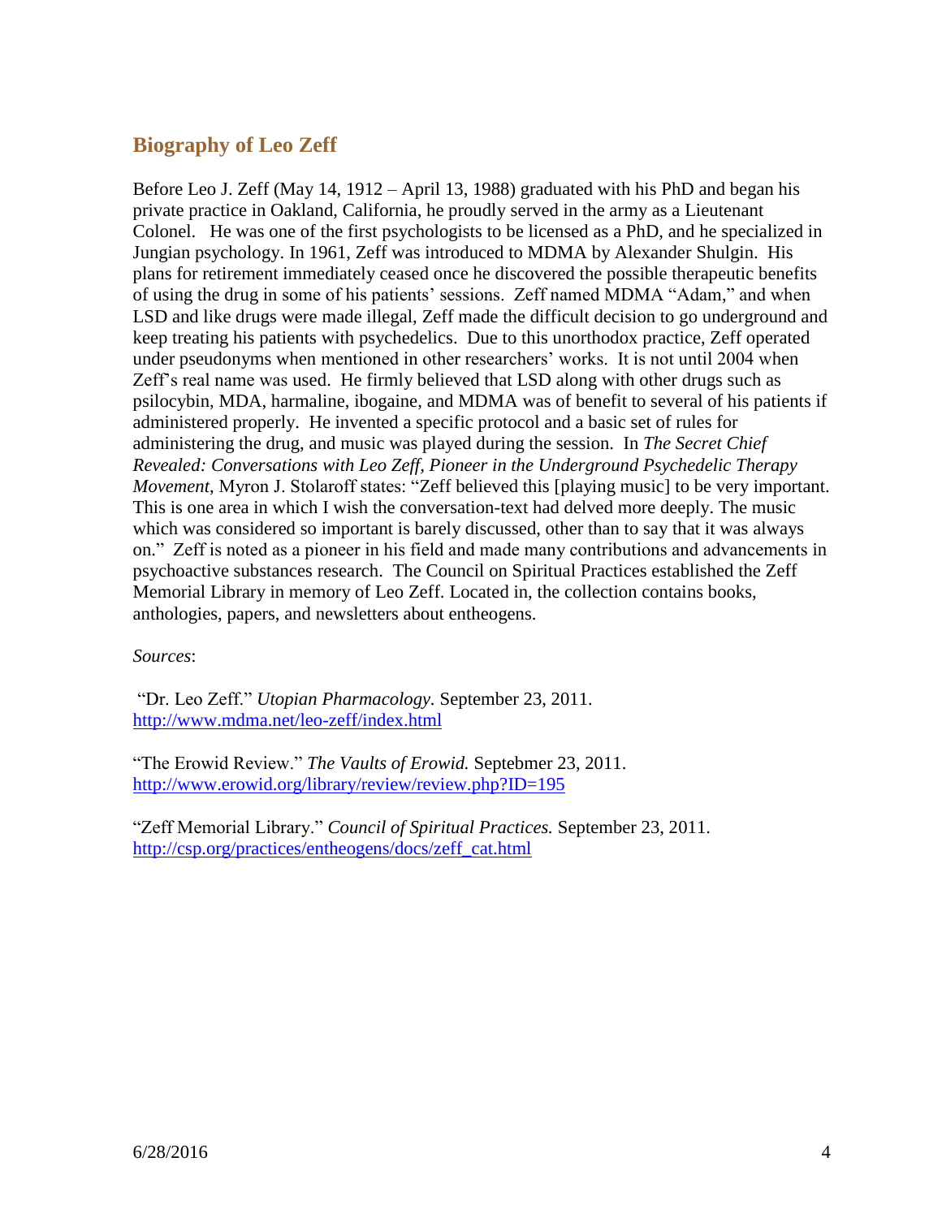## Biography of Leo Zeff

Before Leo J. Zeff (May 14, 1912 – April 13, 1988) graduated with his PhD and began his private practice in Oakland, California, he proudly served in the army as a Lieutenant Colonel. He was one of the first psychologists to be licensed as a PhD, and he specialized in Jungian psychology. In 1961, Zeff was introduced to MDMA by Alexander Shulgin. His plans for retirement immediately ceased once he discovered the possible therapeutic benefits of using the drug in some of his patients' sessions. Zeff named MDMA "Adam," and when LSD and like drugs were made illegal, Zeff made the difficult decision to go underground and keep treating his patients with psychedelics. Due to this unorthodox practice, Zeff operated under pseudonyms when mentioned in other researchers' works. It is not until 2004 when Zeff's real name was used. He firmly believed that LSD along with other drugs such as psilocybin, MDA, harmaline, ibogaine, and MDMA was of benefit to several of his patients if administered properly. He invented a specific protocol and a basic set of rules for administering the drug, and music was played during the session. In *The Secret Chief Revealed: Conversations with Leo Zeff, Pioneer in the Underground Psychedelic Therapy Movement*, Myron J. Stolaroff states: "Zeff believed this [playing music] to be very important. This is one area in which I wish the conversation-text had delved more deeply. The music which was considered so important is barely discussed, other than to say that it was always on." Zeff is noted as a pioneer in his field and made many contributions and advancements in psychoactive substances research. The Council on Spiritual Practices established the Zeff Memorial Library in memory of Leo Zeff. Located in, the collection contains books, anthologies, papers, and newsletters about entheogens.

*Sources*:

"Dr. Leo Zeff." *Utopian Pharmacology.* September 23, 2011. http://www.mdma.net/leo-zeff/index.html

"The Erowid Review." *The Vaults of Erowid.* Septebmer 23, 2011. http://www.erowid.org/library/review/review.php?ID=195

"Zeff Memorial Library." *Council of Spiritual Practices.* September 23, 2011. http://csp.org/practices/entheogens/docs/zeff_cat.html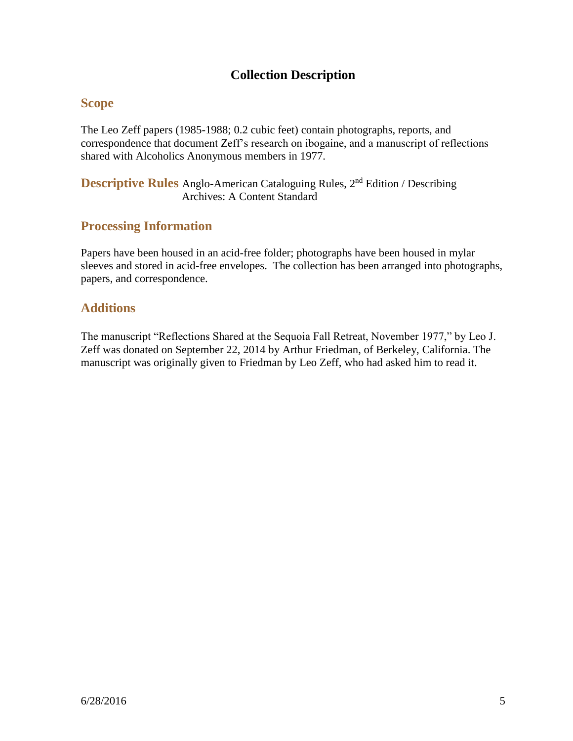# Collection Description

## Scope

The Leo Zeff papers (1985-1988; 0.2 cubic feet) contain photographs, reports, and correspondence that document Zeff's research on ibogaine, and a manuscript of reflections shared with Alcoholics Anonymous members in 1977.

## Descriptive Rules

Anglo-American Cataloguing Rules, 2nd Edition / Describing Archives: A Content Standard

## Processing Information

Papers have been housed in an acid-free folder; photographs have been housed in mylar sleeves and stored in acid-free envelopes. The collection has been arranged into photographs, papers, and correspondence.

## Additions

The manuscript "Reflections Shared at the Sequoia Fall Retreat, November 1977," by Leo J. Zeff was donated on September 22, 2014 by Arthur Friedman, of Berkeley, California. The manuscript was originally given to Friedman by Leo Zeff, who had asked him to read it.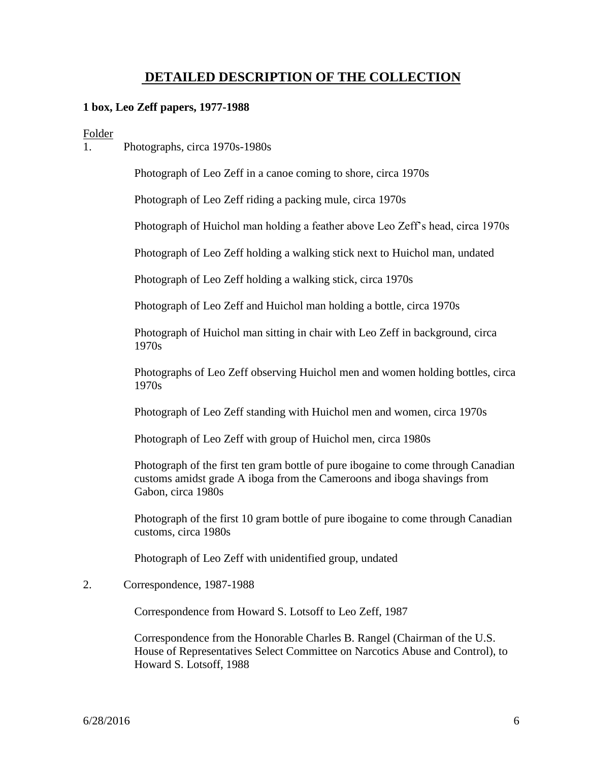## DETAILED DESCRIPTION OF THE COLLECTION

**1 box, Leo Zeff papers, 1977-1988**

Folder

1. Photographs, circa 1970s-1980s

    Photograph of Leo Zeff in a canoe coming to shore, circa 1970s

    Photograph of Leo Zeff riding a packing mule, circa 1970s

    Photograph of Huichol man holding a feather above Leo Zeff's head, circa 1970s

    Photograph of Leo Zeff holding a walking stick next to Huichol man, undated

    Photograph of Leo Zeff holding a walking stick, circa 1970s

    Photograph of Leo Zeff and Huichol man holding a bottle, circa 1970s

    Photograph of Huichol man sitting in chair with Leo Zeff in background, circa 1970s

    Photographs of Leo Zeff observing Huichol men and women holding bottles, circa 1970s

    Photograph of Leo Zeff standing with Huichol men and women, circa 1970s

    Photograph of Leo Zeff with group of Huichol men, circa 1980s

    Photograph of the first ten gram bottle of pure ibogaine to come through Canadian customs amidst grade A iboga from the Cameroons and iboga shavings from Gabon, circa 1980s

    Photograph of the first 10 gram bottle of pure ibogaine to come through Canadian customs, circa 1980s

    Photograph of Leo Zeff with unidentified group, undated

2. Correspondence, 1987-1988

    Correspondence from Howard S. Lotsoff to Leo Zeff, 1987

    Correspondence from the Honorable Charles B. Rangel (Chairman of the U.S. House of Representatives Select Committee on Narcotics Abuse and Control), to Howard S. Lotsoff, 1988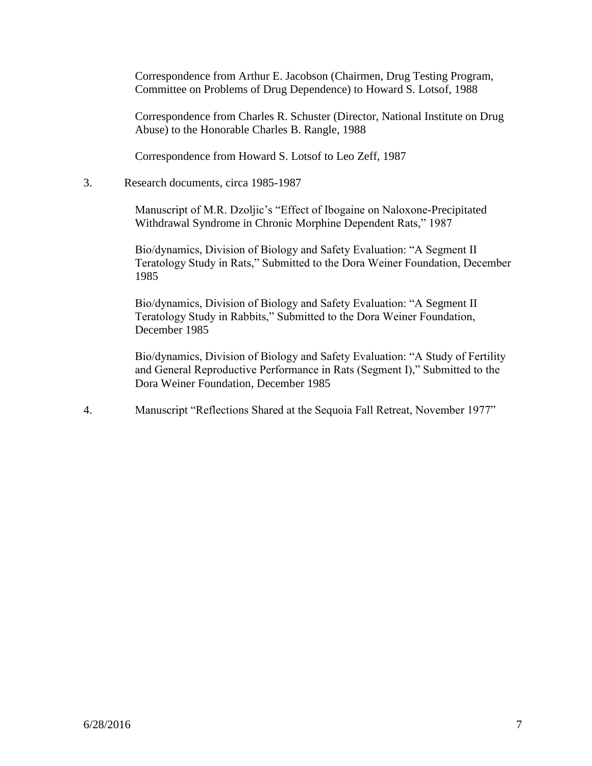Correspondence from Arthur E. Jacobson (Chairmen, Drug Testing Program, Committee on Problems of Drug Dependence) to Howard S. Lotsof, 1988

Correspondence from Charles R. Schuster (Director, National Institute on Drug Abuse) to the Honorable Charles B. Rangle, 1988

Correspondence from Howard S. Lotsof to Leo Zeff, 1987

3. Research documents, circa 1985-1987

Manuscript of M.R. Dzoljic's "Effect of Ibogaine on Naloxone-Precipitated Withdrawal Syndrome in Chronic Morphine Dependent Rats," 1987

Bio/dynamics, Division of Biology and Safety Evaluation: "A Segment II Teratology Study in Rats," Submitted to the Dora Weiner Foundation, December 1985

Bio/dynamics, Division of Biology and Safety Evaluation: "A Segment II Teratology Study in Rabbits," Submitted to the Dora Weiner Foundation, December 1985

Bio/dynamics, Division of Biology and Safety Evaluation: "A Study of Fertility and General Reproductive Performance in Rats (Segment I)," Submitted to the Dora Weiner Foundation, December 1985

4. Manuscript "Reflections Shared at the Sequoia Fall Retreat, November 1977"